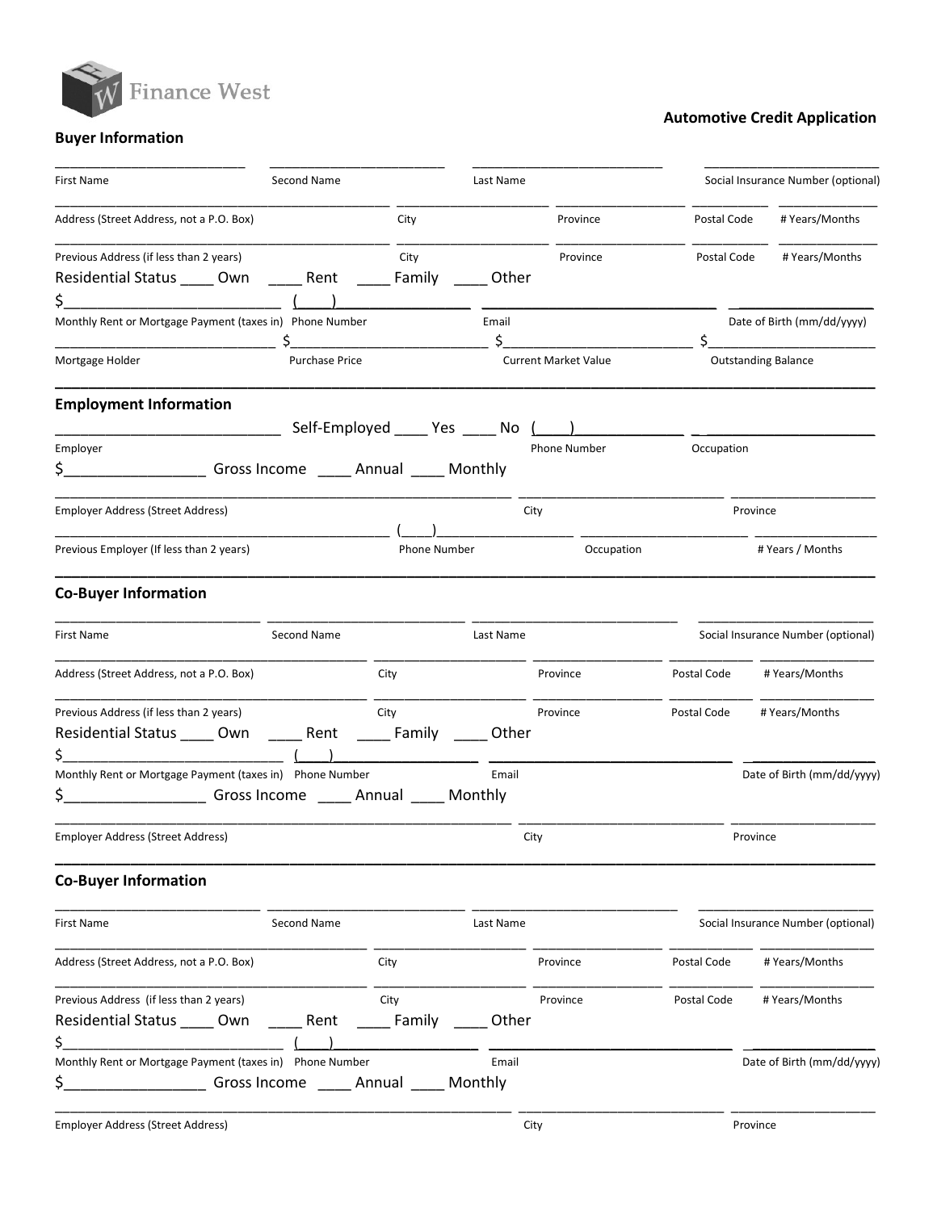Finance West

**Automotive Credit Application**

## Buyer Information

| First Name | Second Name | Last Name | Social Insurance Number (optional) |
|---|---|---|---|
| | | | |

| Address (Street Address, not a P.O. Box) | City | Province | Postal Code | # Years/Months |
|---|---|---|---|---|
| | | | | |

| Previous Address (if less than 2 years) | City | Province | Postal Code | # Years/Months |
|---|---|---|---|---|
| | | | | |

Residential Status ____ Own ____ Rent ____ Family ____ Other

| Monthly Rent or Mortgage Payment (taxes in) | Phone Number | Email | Date of Birth (mm/dd/yyyy) |
|---|---|---|---|
| $ | ( ) | | |

| Mortgage Holder | Purchase Price | Current Market Value | Outstanding Balance |
|---|---|---|---|
| | $ | $ | $ |

## Employment Information

Employer ______________ Self-Employed ____ Yes ____ No

| Employer | Phone Number | Occupation |
|---|---|---|
| | ( ) | |

$________________ Gross Income ____ Annual ____ Monthly

| Employer Address (Street Address) | City | Province |
|---|---|---|
| | | |

| Previous Employer (If less than 2 years) | Phone Number | Occupation | # Years / Months |
|---|---|---|---|
| | ( ) | | |

## Co-Buyer Information

| First Name | Second Name | Last Name | Social Insurance Number (optional) |
|---|---|---|---|
| | | | |

| Address (Street Address, not a P.O. Box) | City | Province | Postal Code | # Years/Months |
|---|---|---|---|---|
| | | | | |

| Previous Address (if less than 2 years) | City | Province | Postal Code | # Years/Months |
|---|---|---|---|---|
| | | | | |

Residential Status ____ Own ____ Rent ____ Family ____ Other

| Monthly Rent or Mortgage Payment (taxes in) | Phone Number | Email | Date of Birth (mm/dd/yyyy) |
|---|---|---|---|
| $ | ( ) | | |

$________________ Gross Income ____ Annual ____ Monthly

| Employer Address (Street Address) | City | Province |
|---|---|---|
| | | |

## Co-Buyer Information

| First Name | Second Name | Last Name | Social Insurance Number (optional) |
|---|---|---|---|
| | | | |

| Address (Street Address, not a P.O. Box) | City | Province | Postal Code | # Years/Months |
|---|---|---|---|---|
| | | | | |

| Previous Address (if less than 2 years) | City | Province | Postal Code | # Years/Months |
|---|---|---|---|---|
| | | | | |

Residential Status ____ Own ____ Rent ____ Family ____ Other

| Monthly Rent or Mortgage Payment (taxes in) | Phone Number | Email | Date of Birth (mm/dd/yyyy) |
|---|---|---|---|
| $ | ( ) | | |

$________________ Gross Income ____ Annual ____ Monthly

| Employer Address (Street Address) | City | Province |
|---|---|---|
| | | |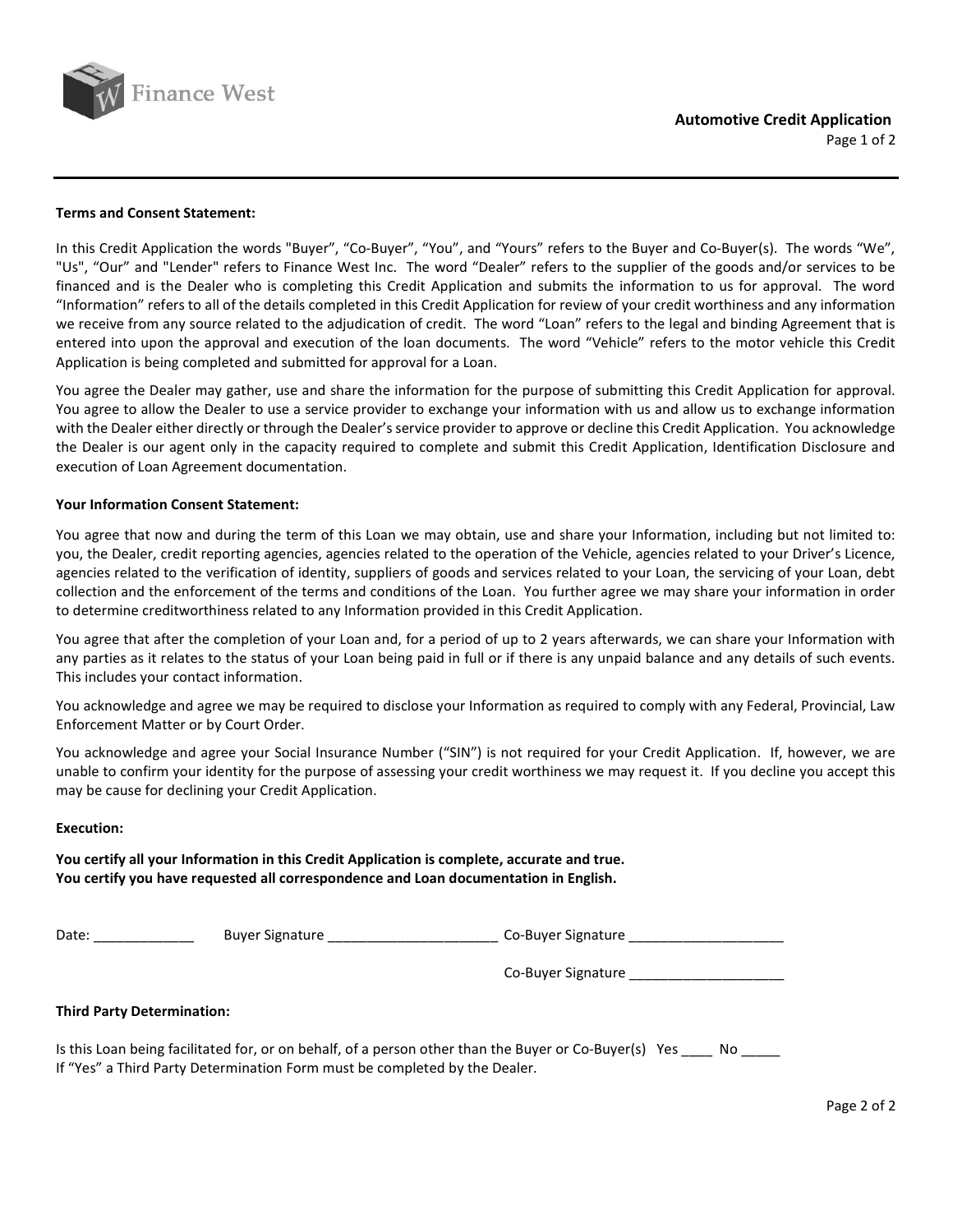Finance West

**Automotive Credit Application**

**Terms and Consent Statement:**

In this Credit Application the words "Buyer", "Co-Buyer", "You", and "Yours" refers to the Buyer and Co-Buyer(s). The words "We", "Us", "Our" and "Lender" refers to Finance West Inc. The word "Dealer" refers to the supplier of the goods and/or services to be financed and is the Dealer who is completing this Credit Application and submits the information to us for approval. The word "Information" refers to all of the details completed in this Credit Application for review of your credit worthiness and any information we receive from any source related to the adjudication of credit. The word "Loan" refers to the legal and binding Agreement that is entered into upon the approval and execution of the loan documents. The word "Vehicle" refers to the motor vehicle this Credit Application is being completed and submitted for approval for a Loan.

You agree the Dealer may gather, use and share the information for the purpose of submitting this Credit Application for approval. You agree to allow the Dealer to use a service provider to exchange your information with us and allow us to exchange information with the Dealer either directly or through the Dealer's service provider to approve or decline this Credit Application. You acknowledge the Dealer is our agent only in the capacity required to complete and submit this Credit Application, Identification Disclosure and execution of Loan Agreement documentation.

**Your Information Consent Statement:**

You agree that now and during the term of this Loan we may obtain, use and share your Information, including but not limited to: you, the Dealer, credit reporting agencies, agencies related to the operation of the Vehicle, agencies related to your Driver's Licence, agencies related to the verification of identity, suppliers of goods and services related to your Loan, the servicing of your Loan, debt collection and the enforcement of the terms and conditions of the Loan. You further agree we may share your information in order to determine creditworthiness related to any Information provided in this Credit Application.

You agree that after the completion of your Loan and, for a period of up to 2 years afterwards, we can share your Information with any parties as it relates to the status of your Loan being paid in full or if there is any unpaid balance and any details of such events. This includes your contact information.

You acknowledge and agree we may be required to disclose your Information as required to comply with any Federal, Provincial, Law Enforcement Matter or by Court Order.

You acknowledge and agree your Social Insurance Number ("SIN") is not required for your Credit Application. If, however, we are unable to confirm your identity for the purpose of assessing your credit worthiness we may request it. If you decline you accept this may be cause for declining your Credit Application.

**Execution:**

**You certify all your Information in this Credit Application is complete, accurate and true.**
**You certify you have requested all correspondence and Loan documentation in English.**

Date: _____________ Buyer Signature ______________________ Co-Buyer Signature ____________________

Co-Buyer Signature ____________________

**Third Party Determination:**

Is this Loan being facilitated for, or on behalf, of a person other than the Buyer or Co-Buyer(s) Yes ____ No _____
If "Yes" a Third Party Determination Form must be completed by the Dealer.